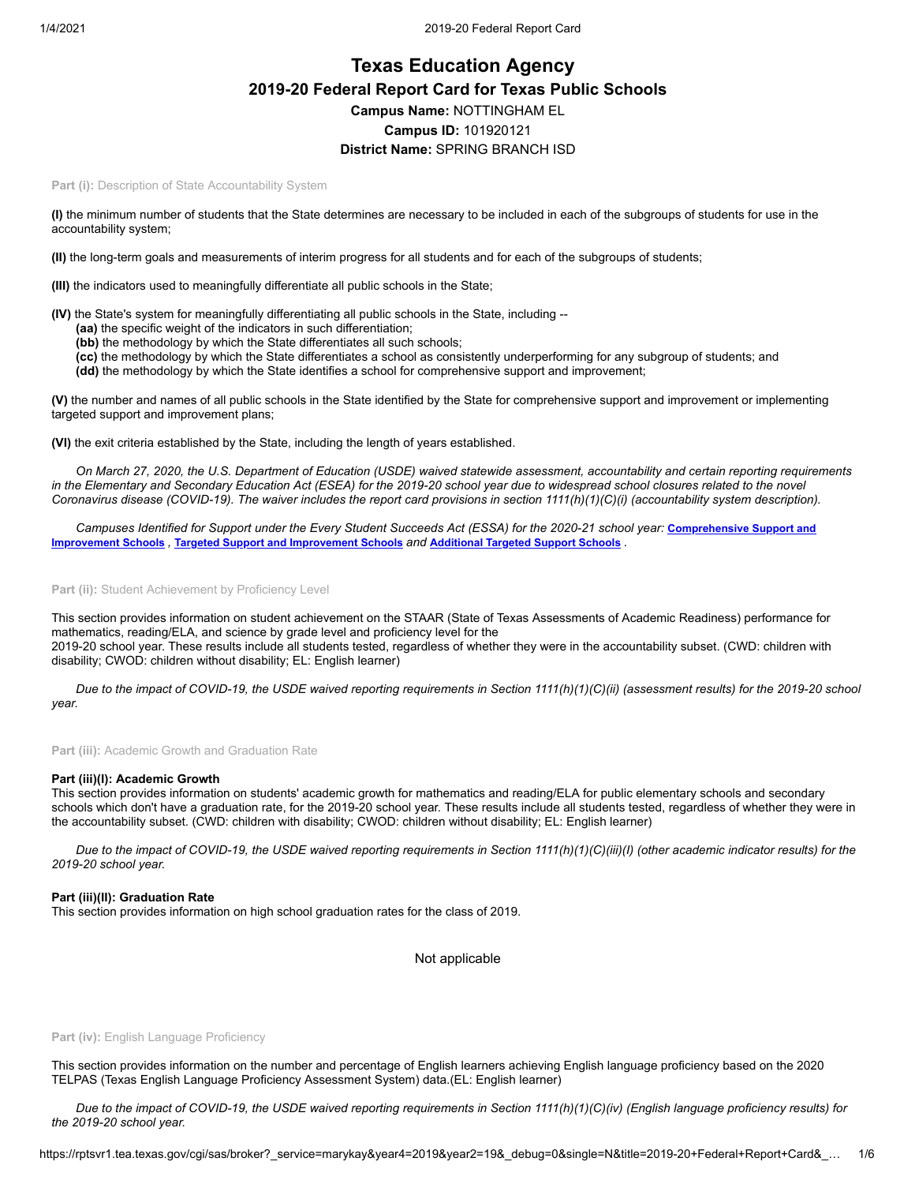# Texas Education Agency

## 2019-20 Federal Report Card for Texas Public Schools

**Campus Name:** NOTTINGHAM EL

**Campus ID:** 101920121

**District Name:** SPRING BRANCH ISD

**Part (i):** Description of State Accountability System

**(I)** the minimum number of students that the State determines are necessary to be included in each of the subgroups of students for use in the accountability system;

**(II)** the long-term goals and measurements of interim progress for all students and for each of the subgroups of students;

**(III)** the indicators used to meaningfully differentiate all public schools in the State;

**(IV)** the State's system for meaningfully differentiating all public schools in the State, including --
- **(aa)** the specific weight of the indicators in such differentiation;
- **(bb)** the methodology by which the State differentiates all such schools;
- **(cc)** the methodology by which the State differentiates a school as consistently underperforming for any subgroup of students; and
- **(dd)** the methodology by which the State identifies a school for comprehensive support and improvement;

**(V)** the number and names of all public schools in the State identified by the State for comprehensive support and improvement or implementing targeted support and improvement plans;

**(VI)** the exit criteria established by the State, including the length of years established.

*On March 27, 2020, the U.S. Department of Education (USDE) waived statewide assessment, accountability and certain reporting requirements in the Elementary and Secondary Education Act (ESEA) for the 2019-20 school year due to widespread school closures related to the novel Coronavirus disease (COVID-19). The waiver includes the report card provisions in section 1111(h)(1)(C)(i) (accountability system description).*

*Campuses Identified for Support under the Every Student Succeeds Act (ESSA) for the 2020-21 school year:* **Comprehensive Support and Improvement Schools** *,* **Targeted Support and Improvement Schools** *and* **Additional Targeted Support Schools** .

**Part (ii):** Student Achievement by Proficiency Level

This section provides information on student achievement on the STAAR (State of Texas Assessments of Academic Readiness) performance for mathematics, reading/ELA, and science by grade level and proficiency level for the 2019-20 school year. These results include all students tested, regardless of whether they were in the accountability subset. (CWD: children with disability; CWOD: children without disability; EL: English learner)

*Due to the impact of COVID-19, the USDE waived reporting requirements in Section 1111(h)(1)(C)(ii) (assessment results) for the 2019-20 school year.*

**Part (iii):** Academic Growth and Graduation Rate

### Part (iii)(I): Academic Growth

This section provides information on students' academic growth for mathematics and reading/ELA for public elementary schools and secondary schools which don't have a graduation rate, for the 2019-20 school year. These results include all students tested, regardless of whether they were in the accountability subset. (CWD: children with disability; CWOD: children without disability; EL: English learner)

*Due to the impact of COVID-19, the USDE waived reporting requirements in Section 1111(h)(1)(C)(iii)(I) (other academic indicator results) for the 2019-20 school year.*

### Part (iii)(II): Graduation Rate

This section provides information on high school graduation rates for the class of 2019.

Not applicable

**Part (iv):** English Language Proficiency

This section provides information on the number and percentage of English learners achieving English language proficiency based on the 2020 TELPAS (Texas English Language Proficiency Assessment System) data.(EL: English learner)

*Due to the impact of COVID-19, the USDE waived reporting requirements in Section 1111(h)(1)(C)(iv) (English language proficiency results) for the 2019-20 school year.*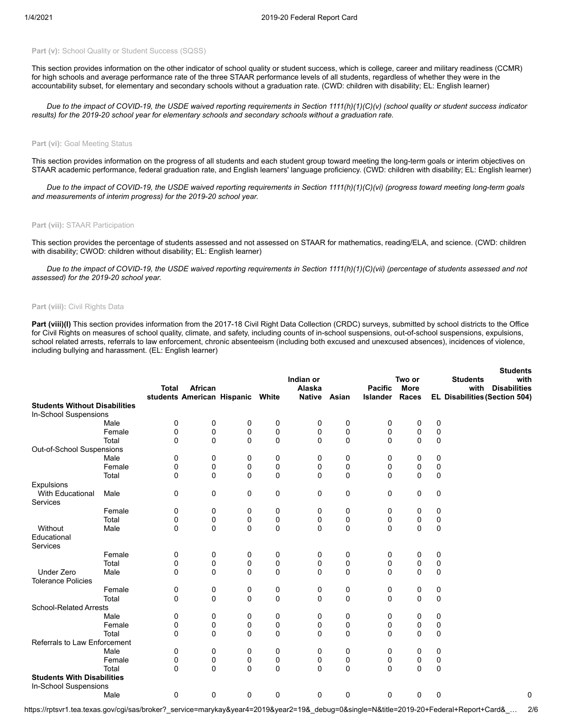**Part (v):** School Quality or Student Success (SQSS)

This section provides information on the other indicator of school quality or student success, which is college, career and military readiness (CCMR) for high schools and average performance rate of the three STAAR performance levels of all students, regardless of whether they were in the accountability subset, for elementary and secondary schools without a graduation rate. (CWD: children with disability; EL: English learner)

*Due to the impact of COVID-19, the USDE waived reporting requirements in Section 1111(h)(1)(C)(v) (school quality or student success indicator results) for the 2019-20 school year for elementary schools and secondary schools without a graduation rate.*

**Part (vi):** Goal Meeting Status

This section provides information on the progress of all students and each student group toward meeting the long-term goals or interim objectives on STAAR academic performance, federal graduation rate, and English learners' language proficiency. (CWD: children with disability; EL: English learner)

*Due to the impact of COVID-19, the USDE waived reporting requirements in Section 1111(h)(1)(C)(vi) (progress toward meeting long-term goals and measurements of interim progress) for the 2019-20 school year.*

**Part (vii):** STAAR Participation

This section provides the percentage of students assessed and not assessed on STAAR for mathematics, reading/ELA, and science. (CWD: children with disability; CWOD: children without disability; EL: English learner)

*Due to the impact of COVID-19, the USDE waived reporting requirements in Section 1111(h)(1)(C)(vii) (percentage of students assessed and not assessed) for the 2019-20 school year.*

**Part (viii):** Civil Rights Data

**Part (viii)(I)** This section provides information from the 2017-18 Civil Right Data Collection (CRDC) surveys, submitted by school districts to the Office for Civil Rights on measures of school quality, climate, and safety, including counts of in-school suspensions, out-of-school suspensions, expulsions, school related arrests, referrals to law enforcement, chronic absenteeism (including both excused and unexcused absences), incidences of violence, including bullying and harassment. (EL: English learner)

| | | Total students | African American | Hispanic | White | Indian or Alaska Native | Asian | Pacific Islander | Two or More Races | EL | Students with Disabilities | Students with Disabilities (Section 504) |
|---|---|---|---|---|---|---|---|---|---|---|---|---|
| **Students Without Disabilities** | | | | | | | | | | | | |
| In-School Suspensions | | | | | | | | | | | | |
| | Male | 0 | 0 | 0 | 0 | 0 | 0 | 0 | 0 | 0 | | |
| | Female | 0 | 0 | 0 | 0 | 0 | 0 | 0 | 0 | 0 | | |
| | Total | 0 | 0 | 0 | 0 | 0 | 0 | 0 | 0 | 0 | | |
| Out-of-School Suspensions | | | | | | | | | | | | |
| | Male | 0 | 0 | 0 | 0 | 0 | 0 | 0 | 0 | 0 | | |
| | Female | 0 | 0 | 0 | 0 | 0 | 0 | 0 | 0 | 0 | | |
| | Total | 0 | 0 | 0 | 0 | 0 | 0 | 0 | 0 | 0 | | |
| Expulsions | | | | | | | | | | | | |
| With Educational Services | Male | 0 | 0 | 0 | 0 | 0 | 0 | 0 | 0 | 0 | | |
| | Female | 0 | 0 | 0 | 0 | 0 | 0 | 0 | 0 | 0 | | |
| | Total | 0 | 0 | 0 | 0 | 0 | 0 | 0 | 0 | 0 | | |
| Without Educational Services | Male | 0 | 0 | 0 | 0 | 0 | 0 | 0 | 0 | 0 | | |
| | Female | 0 | 0 | 0 | 0 | 0 | 0 | 0 | 0 | 0 | | |
| | Total | 0 | 0 | 0 | 0 | 0 | 0 | 0 | 0 | 0 | | |
| Under Zero Tolerance Policies | Male | 0 | 0 | 0 | 0 | 0 | 0 | 0 | 0 | 0 | | |
| | Female | 0 | 0 | 0 | 0 | 0 | 0 | 0 | 0 | 0 | | |
| | Total | 0 | 0 | 0 | 0 | 0 | 0 | 0 | 0 | 0 | | |
| School-Related Arrests | | | | | | | | | | | | |
| | Male | 0 | 0 | 0 | 0 | 0 | 0 | 0 | 0 | 0 | | |
| | Female | 0 | 0 | 0 | 0 | 0 | 0 | 0 | 0 | 0 | | |
| | Total | 0 | 0 | 0 | 0 | 0 | 0 | 0 | 0 | 0 | | |
| Referrals to Law Enforcement | | | | | | | | | | | | |
| | Male | 0 | 0 | 0 | 0 | 0 | 0 | 0 | 0 | 0 | | |
| | Female | 0 | 0 | 0 | 0 | 0 | 0 | 0 | 0 | 0 | | |
| | Total | 0 | 0 | 0 | 0 | 0 | 0 | 0 | 0 | 0 | | |
| **Students With Disabilities** | | | | | | | | | | | | |
| In-School Suspensions | | | | | | | | | | | | |
| | Male | 0 | 0 | 0 | 0 | 0 | 0 | 0 | 0 | 0 | | 0 |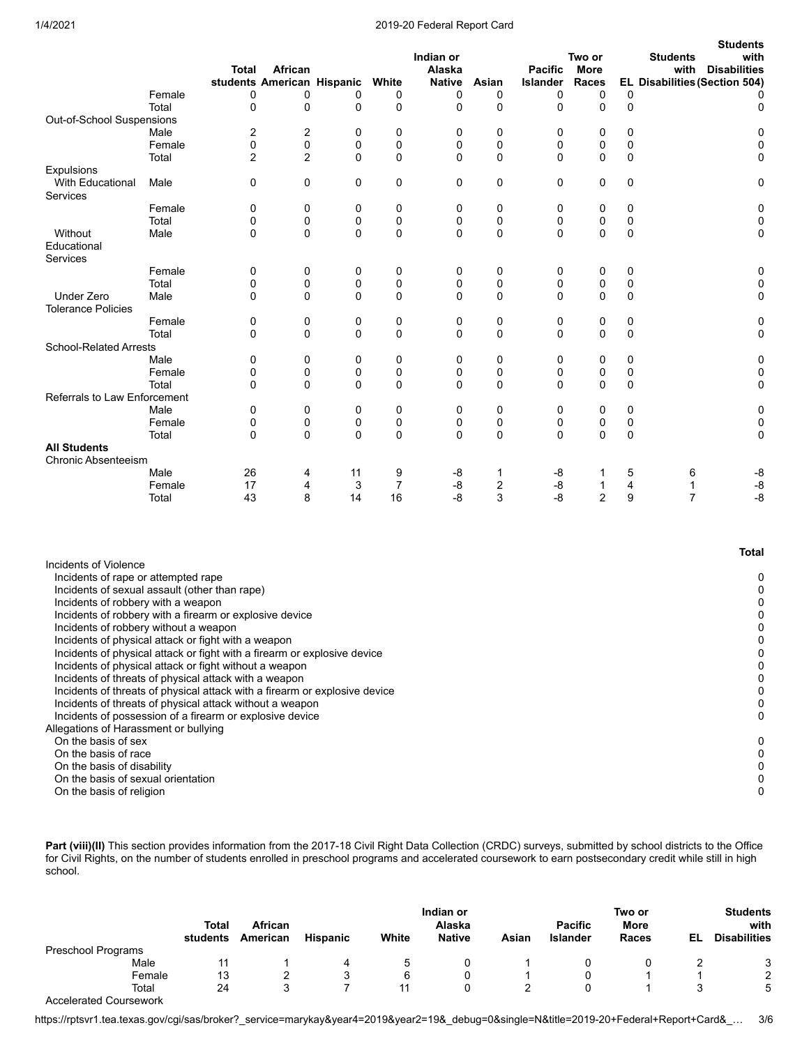| | | Total students | African American | Hispanic | White | Indian or Alaska Native | Asian | Pacific Islander | Two or More Races | EL | Students with Disabilities | Students with Disabilities (Section 504) |
|---|---|---|---|---|---|---|---|---|---|---|---|---|
| | Female | 0 | 0 | 0 | 0 | 0 | 0 | 0 | 0 | 0 | | 0 |
| | Total | 0 | 0 | 0 | 0 | 0 | 0 | 0 | 0 | 0 | | 0 |
| Out-of-School Suspensions | | | | | | | | | | | | |
| | Male | 2 | 2 | 0 | 0 | 0 | 0 | 0 | 0 | 0 | | 0 |
| | Female | 0 | 0 | 0 | 0 | 0 | 0 | 0 | 0 | 0 | | 0 |
| | Total | 2 | 2 | 0 | 0 | 0 | 0 | 0 | 0 | 0 | | 0 |
| Expulsions | | | | | | | | | | | | |
| With Educational Services | Male | 0 | 0 | 0 | 0 | 0 | 0 | 0 | 0 | 0 | | 0 |
| | Female | 0 | 0 | 0 | 0 | 0 | 0 | 0 | 0 | 0 | | 0 |
| | Total | 0 | 0 | 0 | 0 | 0 | 0 | 0 | 0 | 0 | | 0 |
| Without Educational Services | Male | 0 | 0 | 0 | 0 | 0 | 0 | 0 | 0 | 0 | | 0 |
| | Female | 0 | 0 | 0 | 0 | 0 | 0 | 0 | 0 | 0 | | 0 |
| | Total | 0 | 0 | 0 | 0 | 0 | 0 | 0 | 0 | 0 | | 0 |
| Under Zero Tolerance Policies | Male | 0 | 0 | 0 | 0 | 0 | 0 | 0 | 0 | 0 | | 0 |
| | Female | 0 | 0 | 0 | 0 | 0 | 0 | 0 | 0 | 0 | | 0 |
| | Total | 0 | 0 | 0 | 0 | 0 | 0 | 0 | 0 | 0 | | 0 |
| School-Related Arrests | | | | | | | | | | | | |
| | Male | 0 | 0 | 0 | 0 | 0 | 0 | 0 | 0 | 0 | | 0 |
| | Female | 0 | 0 | 0 | 0 | 0 | 0 | 0 | 0 | 0 | | 0 |
| | Total | 0 | 0 | 0 | 0 | 0 | 0 | 0 | 0 | 0 | | 0 |
| Referrals to Law Enforcement | | | | | | | | | | | | |
| | Male | 0 | 0 | 0 | 0 | 0 | 0 | 0 | 0 | 0 | | 0 |
| | Female | 0 | 0 | 0 | 0 | 0 | 0 | 0 | 0 | 0 | | 0 |
| | Total | 0 | 0 | 0 | 0 | 0 | 0 | 0 | 0 | 0 | | 0 |
| **All Students** | | | | | | | | | | | | |
| Chronic Absenteeism | | | | | | | | | | | | |
| | Male | 26 | 4 | 11 | 9 | -8 | 1 | -8 | 1 | 5 | 6 | -8 |
| | Female | 17 | 4 | 3 | 7 | -8 | 2 | -8 | 1 | 4 | 1 | -8 |
| | Total | 43 | 8 | 14 | 16 | -8 | 3 | -8 | 2 | 9 | 7 | -8 |

| | Total |
|---|---|
| Incidents of Violence | |
| Incidents of rape or attempted rape | 0 |
| Incidents of sexual assault (other than rape) | 0 |
| Incidents of robbery with a weapon | 0 |
| Incidents of robbery with a firearm or explosive device | 0 |
| Incidents of robbery without a weapon | 0 |
| Incidents of physical attack or fight with a weapon | 0 |
| Incidents of physical attack or fight with a firearm or explosive device | 0 |
| Incidents of physical attack or fight without a weapon | 0 |
| Incidents of threats of physical attack with a weapon | 0 |
| Incidents of threats of physical attack with a firearm or explosive device | 0 |
| Incidents of threats of physical attack without a weapon | 0 |
| Incidents of possession of a firearm or explosive device | 0 |
| Allegations of Harassment or bullying | |
| On the basis of sex | 0 |
| On the basis of race | 0 |
| On the basis of disability | 0 |
| On the basis of sexual orientation | 0 |
| On the basis of religion | 0 |

**Part (viii)(II)** This section provides information from the 2017-18 Civil Right Data Collection (CRDC) surveys, submitted by school districts to the Office for Civil Rights, on the number of students enrolled in preschool programs and accelerated coursework to earn postsecondary credit while still in high school.

| | Total students | African American | Hispanic | White | Indian or Alaska Native | Asian | Pacific Islander | Two or More Races | EL | Students with Disabilities |
|---|---|---|---|---|---|---|---|---|---|---|
| Preschool Programs | | | | | | | | | | |
| Male | 11 | 1 | 4 | 5 | 0 | 1 | 0 | 0 | 2 | 3 |
| Female | 13 | 2 | 3 | 6 | 0 | 1 | 0 | 1 | 1 | 2 |
| Total | 24 | 3 | 7 | 11 | 0 | 2 | 0 | 1 | 3 | 5 |
| Accelerated Coursework | | | | | | | | | | |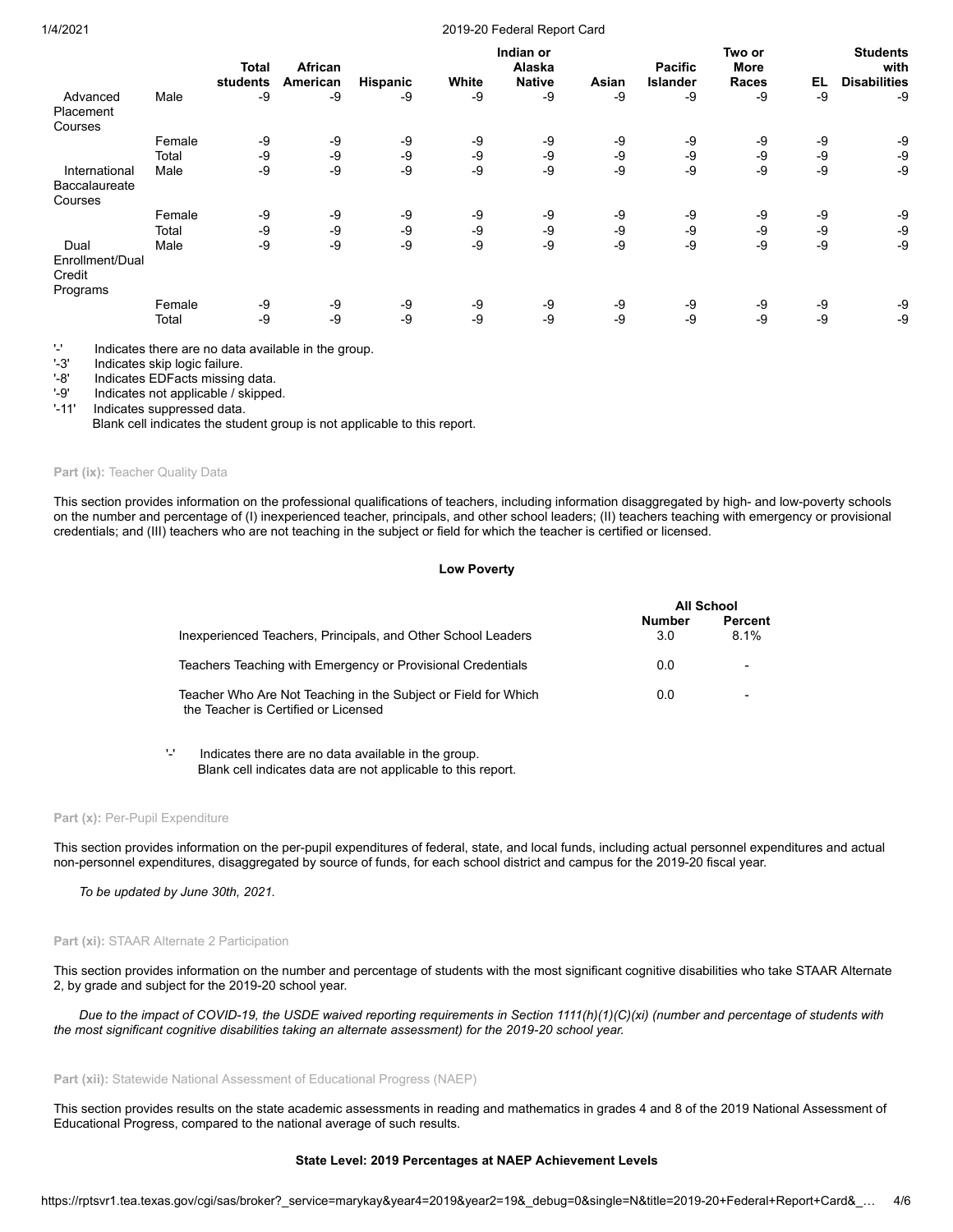| | | Total students | African American | Hispanic | White | Indian or Alaska Native | Asian | Pacific Islander | Two or More Races | EL | Students with Disabilities |
|---|---|---|---|---|---|---|---|---|---|---|---|
| Advanced Placement Courses | Male | -9 | -9 | -9 | -9 | -9 | -9 | -9 | -9 | -9 | -9 |
| | Female | -9 | -9 | -9 | -9 | -9 | -9 | -9 | -9 | -9 | -9 |
| | Total | -9 | -9 | -9 | -9 | -9 | -9 | -9 | -9 | -9 | -9 |
| International Baccalaureate Courses | Male | -9 | -9 | -9 | -9 | -9 | -9 | -9 | -9 | -9 | -9 |
| | Female | -9 | -9 | -9 | -9 | -9 | -9 | -9 | -9 | -9 | -9 |
| | Total | -9 | -9 | -9 | -9 | -9 | -9 | -9 | -9 | -9 | -9 |
| Dual Enrollment/Dual Credit Programs | Male | -9 | -9 | -9 | -9 | -9 | -9 | -9 | -9 | -9 | -9 |
| | Female | -9 | -9 | -9 | -9 | -9 | -9 | -9 | -9 | -9 | -9 |
| | Total | -9 | -9 | -9 | -9 | -9 | -9 | -9 | -9 | -9 | -9 |

'-' Indicates there are no data available in the group.
'-3' Indicates skip logic failure.
'-8' Indicates EDFacts missing data.
'-9' Indicates not applicable / skipped.
'-11' Indicates suppressed data.
Blank cell indicates the student group is not applicable to this report.

**Part (ix):** Teacher Quality Data

This section provides information on the professional qualifications of teachers, including information disaggregated by high- and low-poverty schools on the number and percentage of (I) inexperienced teacher, principals, and other school leaders; (II) teachers teaching with emergency or provisional credentials; and (III) teachers who are not teaching in the subject or field for which the teacher is certified or licensed.

**Low Poverty**

| | All School | |
|---|---|---|
| | Number | Percent |
| Inexperienced Teachers, Principals, and Other School Leaders | 3.0 | 8.1% |
| Teachers Teaching with Emergency or Provisional Credentials | 0.0 | - |
| Teacher Who Are Not Teaching in the Subject or Field for Which the Teacher is Certified or Licensed | 0.0 | - |

'-' Indicates there are no data available in the group.
Blank cell indicates data are not applicable to this report.

**Part (x):** Per-Pupil Expenditure

This section provides information on the per-pupil expenditures of federal, state, and local funds, including actual personnel expenditures and actual non-personnel expenditures, disaggregated by source of funds, for each school district and campus for the 2019-20 fiscal year.

*To be updated by June 30th, 2021.*

**Part (xi):** STAAR Alternate 2 Participation

This section provides information on the number and percentage of students with the most significant cognitive disabilities who take STAAR Alternate 2, by grade and subject for the 2019-20 school year.

*Due to the impact of COVID-19, the USDE waived reporting requirements in Section 1111(h)(1)(C)(xi) (number and percentage of students with the most significant cognitive disabilities taking an alternate assessment) for the 2019-20 school year.*

**Part (xii):** Statewide National Assessment of Educational Progress (NAEP)

This section provides results on the state academic assessments in reading and mathematics in grades 4 and 8 of the 2019 National Assessment of Educational Progress, compared to the national average of such results.

**State Level: 2019 Percentages at NAEP Achievement Levels**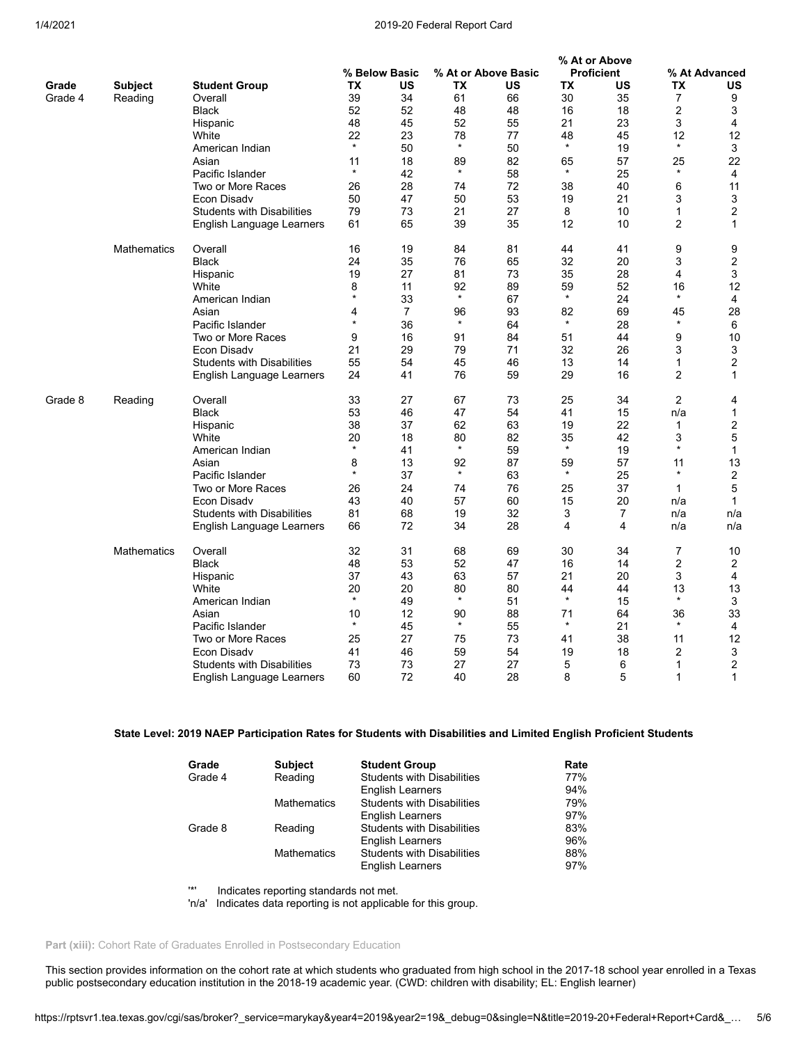| Grade | Subject | Student Group | % Below Basic | | % At or Above Basic | | % At or Above Proficient | | % At Advanced | |
|---|---|---|---|---|---|---|---|---|---|---|
| | | | TX | US | TX | US | TX | US | TX | US |
| Grade 4 | Reading | Overall | 39 | 34 | 61 | 66 | 30 | 35 | 7 | 9 |
| | | Black | 52 | 52 | 48 | 48 | 16 | 18 | 2 | 3 |
| | | Hispanic | 48 | 45 | 52 | 55 | 21 | 23 | 3 | 4 |
| | | White | 22 | 23 | 78 | 77 | 48 | 45 | 12 | 12 |
| | | American Indian | * | 50 | * | 50 | * | 19 | * | 3 |
| | | Asian | 11 | 18 | 89 | 82 | 65 | 57 | 25 | 22 |
| | | Pacific Islander | * | 42 | * | 58 | * | 25 | * | 4 |
| | | Two or More Races | 26 | 28 | 74 | 72 | 38 | 40 | 6 | 11 |
| | | Econ Disadv | 50 | 47 | 50 | 53 | 19 | 21 | 3 | 3 |
| | | Students with Disabilities | 79 | 73 | 21 | 27 | 8 | 10 | 1 | 2 |
| | | English Language Learners | 61 | 65 | 39 | 35 | 12 | 10 | 2 | 1 |
| | Mathematics | Overall | 16 | 19 | 84 | 81 | 44 | 41 | 9 | 9 |
| | | Black | 24 | 35 | 76 | 65 | 32 | 20 | 3 | 2 |
| | | Hispanic | 19 | 27 | 81 | 73 | 35 | 28 | 4 | 3 |
| | | White | 8 | 11 | 92 | 89 | 59 | 52 | 16 | 12 |
| | | American Indian | * | 33 | * | 67 | * | 24 | * | 4 |
| | | Asian | 4 | 7 | 96 | 93 | 82 | 69 | 45 | 28 |
| | | Pacific Islander | * | 36 | * | 64 | * | 28 | * | 6 |
| | | Two or More Races | 9 | 16 | 91 | 84 | 51 | 44 | 9 | 10 |
| | | Econ Disadv | 21 | 29 | 79 | 71 | 32 | 26 | 3 | 3 |
| | | Students with Disabilities | 55 | 54 | 45 | 46 | 13 | 14 | 1 | 2 |
| | | English Language Learners | 24 | 41 | 76 | 59 | 29 | 16 | 2 | 1 |
| Grade 8 | Reading | Overall | 33 | 27 | 67 | 73 | 25 | 34 | 2 | 4 |
| | | Black | 53 | 46 | 47 | 54 | 41 | 15 | n/a | 1 |
| | | Hispanic | 38 | 37 | 62 | 63 | 19 | 22 | 1 | 2 |
| | | White | 20 | 18 | 80 | 82 | 35 | 42 | 3 | 5 |
| | | American Indian | * | 41 | * | 59 | * | 19 | * | 1 |
| | | Asian | 8 | 13 | 92 | 87 | 59 | 57 | 11 | 13 |
| | | Pacific Islander | * | 37 | * | 63 | * | 25 | * | 2 |
| | | Two or More Races | 26 | 24 | 74 | 76 | 25 | 37 | 1 | 5 |
| | | Econ Disadv | 43 | 40 | 57 | 60 | 15 | 20 | n/a | 1 |
| | | Students with Disabilities | 81 | 68 | 19 | 32 | 3 | 7 | n/a | n/a |
| | | English Language Learners | 66 | 72 | 34 | 28 | 4 | 4 | n/a | n/a |
| | Mathematics | Overall | 32 | 31 | 68 | 69 | 30 | 34 | 7 | 10 |
| | | Black | 48 | 53 | 52 | 47 | 16 | 14 | 2 | 2 |
| | | Hispanic | 37 | 43 | 63 | 57 | 21 | 20 | 3 | 4 |
| | | White | 20 | 20 | 80 | 80 | 44 | 44 | 13 | 13 |
| | | American Indian | * | 49 | * | 51 | * | 15 | * | 3 |
| | | Asian | 10 | 12 | 90 | 88 | 71 | 64 | 36 | 33 |
| | | Pacific Islander | * | 45 | * | 55 | * | 21 | * | 4 |
| | | Two or More Races | 25 | 27 | 75 | 73 | 41 | 38 | 11 | 12 |
| | | Econ Disadv | 41 | 46 | 59 | 54 | 19 | 18 | 2 | 3 |
| | | Students with Disabilities | 73 | 73 | 27 | 27 | 5 | 6 | 1 | 2 |
| | | English Language Learners | 60 | 72 | 40 | 28 | 8 | 5 | 1 | 1 |

**State Level: 2019 NAEP Participation Rates for Students with Disabilities and Limited English Proficient Students**

| Grade | Subject | Student Group | Rate |
|---|---|---|---|
| Grade 4 | Reading | Students with Disabilities | 77% |
| | | English Learners | 94% |
| | Mathematics | Students with Disabilities | 79% |
| | | English Learners | 97% |
| Grade 8 | Reading | Students with Disabilities | 83% |
| | | English Learners | 96% |
| | Mathematics | Students with Disabilities | 88% |
| | | English Learners | 97% |

'*' Indicates reporting standards not met.
'n/a' Indicates data reporting is not applicable for this group.

**Part (xiii):** Cohort Rate of Graduates Enrolled in Postsecondary Education

This section provides information on the cohort rate at which students who graduated from high school in the 2017-18 school year enrolled in a Texas public postsecondary education institution in the 2018-19 academic year. (CWD: children with disability; EL: English learner)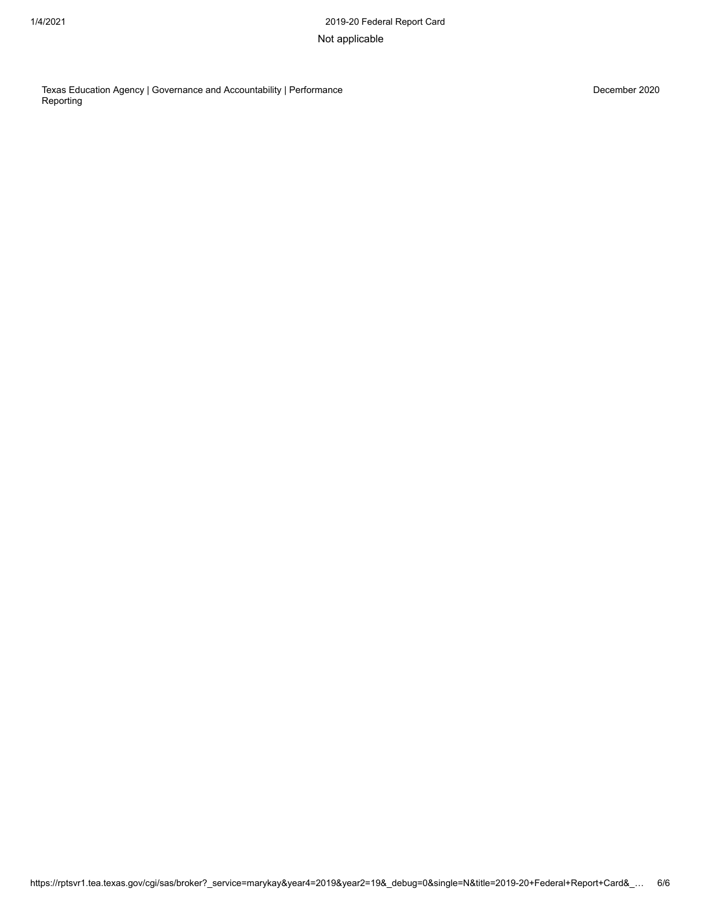Not applicable

Texas Education Agency | Governance and Accountability | Performance Reporting

December 2020